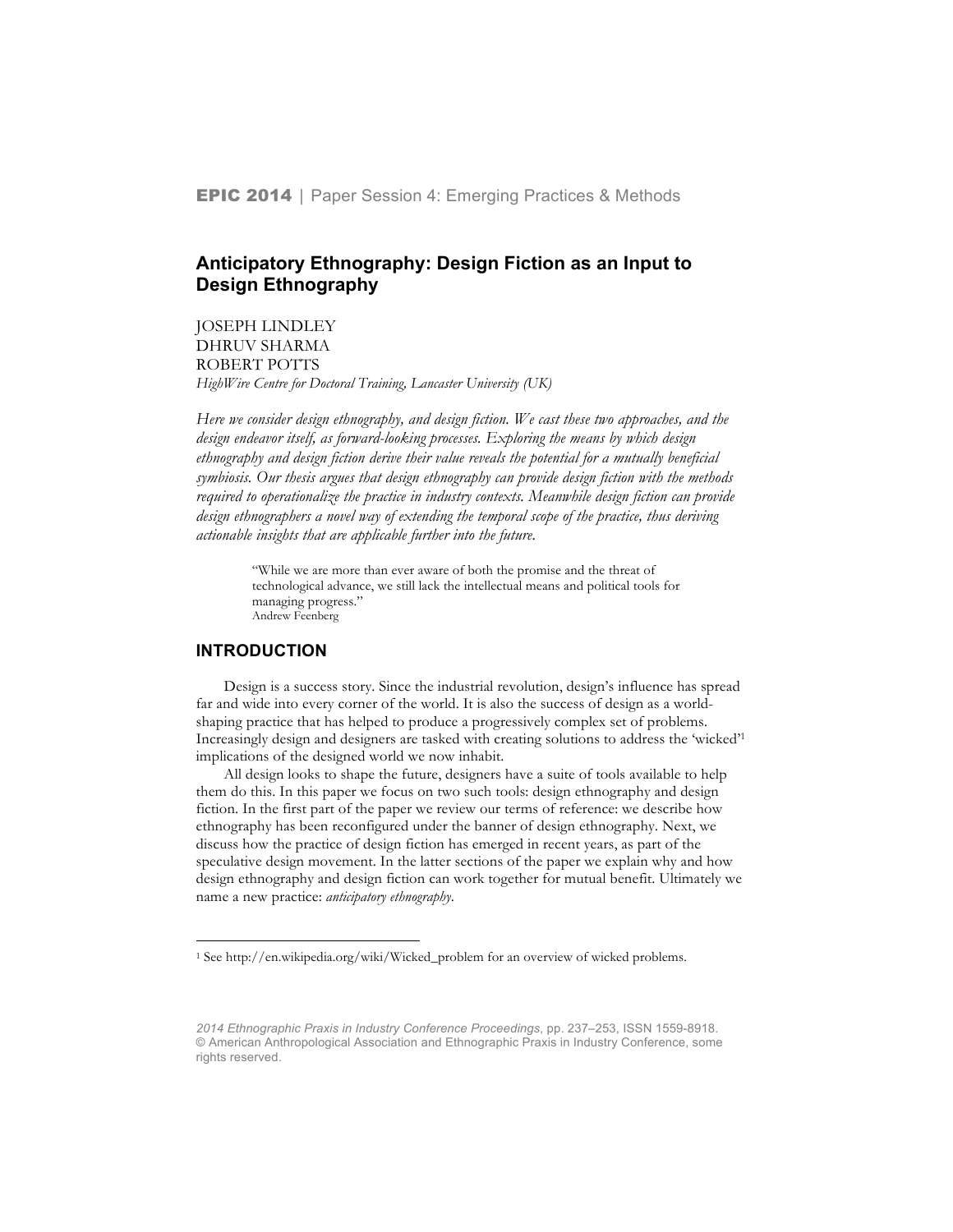EPIC 2014 | Paper Session 4: Emerging Practices & Methods

# Anticipatory Ethnography: Design Fiction as an Input to Design Ethnography

JOSEPH LINDLEY
DHRUV SHARMA
ROBERT POTTS
*HighWire Centre for Doctoral Training, Lancaster University (UK)*

*Here we consider design ethnography, and design fiction. We cast these two approaches, and the design endeavor itself, as forward-looking processes. Exploring the means by which design ethnography and design fiction derive their value reveals the potential for a mutually beneficial symbiosis. Our thesis argues that design ethnography can provide design fiction with the methods required to operationalize the practice in industry contexts. Meanwhile design fiction can provide design ethnographers a novel way of extending the temporal scope of the practice, thus deriving actionable insights that are applicable further into the future.*

> "While we are more than ever aware of both the promise and the threat of technological advance, we still lack the intellectual means and political tools for managing progress."
> Andrew Feenberg

## INTRODUCTION

Design is a success story. Since the industrial revolution, design's influence has spread far and wide into every corner of the world. It is also the success of design as a world-shaping practice that has helped to produce a progressively complex set of problems. Increasingly design and designers are tasked with creating solutions to address the 'wicked'[1] implications of the designed world we now inhabit.

All design looks to shape the future, designers have a suite of tools available to help them do this. In this paper we focus on two such tools: design ethnography and design fiction. In the first part of the paper we review our terms of reference: we describe how ethnography has been reconfigured under the banner of design ethnography. Next, we discuss how the practice of design fiction has emerged in recent years, as part of the speculative design movement. In the latter sections of the paper we explain why and how design ethnography and design fiction can work together for mutual benefit. Ultimately we name a new practice: *anticipatory ethnography*.

[1] See http://en.wikipedia.org/wiki/Wicked_problem for an overview of wicked problems.

*2014 Ethnographic Praxis in Industry Conference Proceedings*, pp. 237–253, ISSN 1559-8918. © American Anthropological Association and Ethnographic Praxis in Industry Conference, some rights reserved.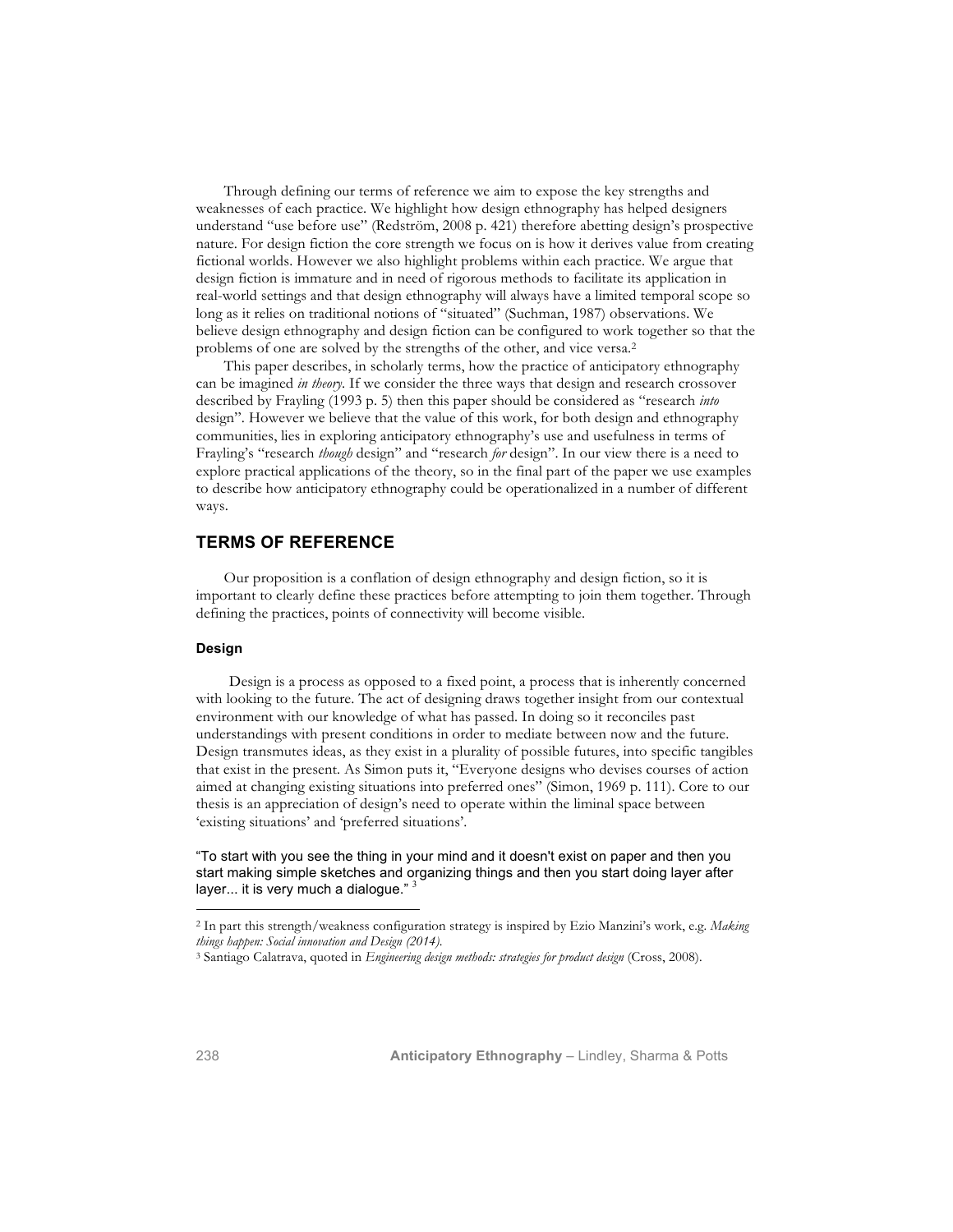Through defining our terms of reference we aim to expose the key strengths and weaknesses of each practice. We highlight how design ethnography has helped designers understand "use before use" (Redström, 2008 p. 421) therefore abetting design's prospective nature. For design fiction the core strength we focus on is how it derives value from creating fictional worlds. However we also highlight problems within each practice. We argue that design fiction is immature and in need of rigorous methods to facilitate its application in real-world settings and that design ethnography will always have a limited temporal scope so long as it relies on traditional notions of "situated" (Suchman, 1987) observations. We believe design ethnography and design fiction can be configured to work together so that the problems of one are solved by the strengths of the other, and vice versa.[2]

This paper describes, in scholarly terms, how the practice of anticipatory ethnography can be imagined *in theory*. If we consider the three ways that design and research crossover described by Frayling (1993 p. 5) then this paper should be considered as "research *into* design". However we believe that the value of this work, for both design and ethnography communities, lies in exploring anticipatory ethnography's use and usefulness in terms of Frayling's "research *though* design" and "research *for* design". In our view there is a need to explore practical applications of the theory, so in the final part of the paper we use examples to describe how anticipatory ethnography could be operationalized in a number of different ways.

## TERMS OF REFERENCE

Our proposition is a conflation of design ethnography and design fiction, so it is important to clearly define these practices before attempting to join them together. Through defining the practices, points of connectivity will become visible.

### Design

Design is a process as opposed to a fixed point, a process that is inherently concerned with looking to the future. The act of designing draws together insight from our contextual environment with our knowledge of what has passed. In doing so it reconciles past understandings with present conditions in order to mediate between now and the future. Design transmutes ideas, as they exist in a plurality of possible futures, into specific tangibles that exist in the present. As Simon puts it, "Everyone designs who devises courses of action aimed at changing existing situations into preferred ones" (Simon, 1969 p. 111). Core to our thesis is an appreciation of design's need to operate within the liminal space between 'existing situations' and 'preferred situations'.

"To start with you see the thing in your mind and it doesn't exist on paper and then you start making simple sketches and organizing things and then you start doing layer after layer... it is very much a dialogue." [3]

[2] In part this strength/weakness configuration strategy is inspired by Ezio Manzini's work, e.g. *Making things happen: Social innovation and Design (2014).*

[3] Santiago Calatrava, quoted in *Engineering design methods: strategies for product design* (Cross, 2008).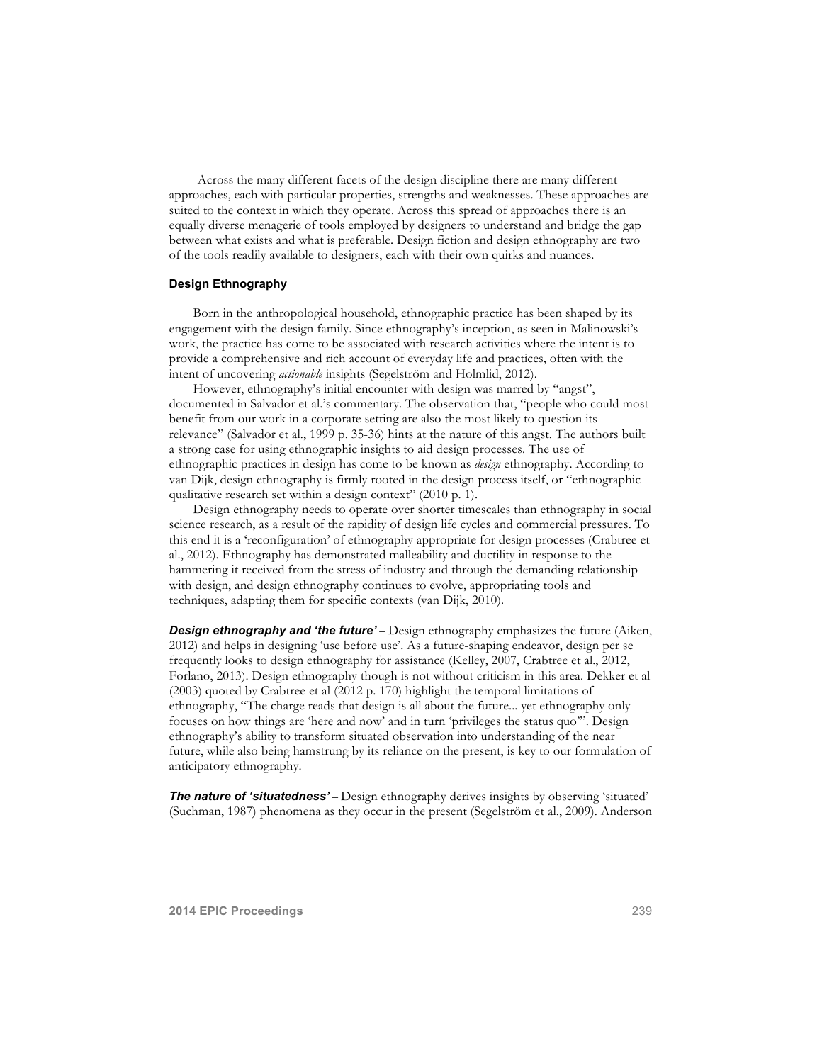Across the many different facets of the design discipline there are many different approaches, each with particular properties, strengths and weaknesses. These approaches are suited to the context in which they operate. Across this spread of approaches there is an equally diverse menagerie of tools employed by designers to understand and bridge the gap between what exists and what is preferable. Design fiction and design ethnography are two of the tools readily available to designers, each with their own quirks and nuances.

### Design Ethnography

Born in the anthropological household, ethnographic practice has been shaped by its engagement with the design family. Since ethnography's inception, as seen in Malinowski's work, the practice has come to be associated with research activities where the intent is to provide a comprehensive and rich account of everyday life and practices, often with the intent of uncovering *actionable* insights (Segelström and Holmlid, 2012).

However, ethnography's initial encounter with design was marred by "angst", documented in Salvador et al.'s commentary. The observation that, "people who could most benefit from our work in a corporate setting are also the most likely to question its relevance" (Salvador et al., 1999 p. 35-36) hints at the nature of this angst. The authors built a strong case for using ethnographic insights to aid design processes. The use of ethnographic practices in design has come to be known as *design* ethnography. According to van Dijk, design ethnography is firmly rooted in the design process itself, or "ethnographic qualitative research set within a design context" (2010 p. 1).

Design ethnography needs to operate over shorter timescales than ethnography in social science research, as a result of the rapidity of design life cycles and commercial pressures. To this end it is a 'reconfiguration' of ethnography appropriate for design processes (Crabtree et al., 2012). Ethnography has demonstrated malleability and ductility in response to the hammering it received from the stress of industry and through the demanding relationship with design, and design ethnography continues to evolve, appropriating tools and techniques, adapting them for specific contexts (van Dijk, 2010).

***Design ethnography and 'the future'*** – Design ethnography emphasizes the future (Aiken, 2012) and helps in designing 'use before use'. As a future-shaping endeavor, design per se frequently looks to design ethnography for assistance (Kelley, 2007, Crabtree et al., 2012, Forlano, 2013). Design ethnography though is not without criticism in this area. Dekker et al (2003) quoted by Crabtree et al (2012 p. 170) highlight the temporal limitations of ethnography, "The charge reads that design is all about the future... yet ethnography only focuses on how things are 'here and now' and in turn 'privileges the status quo'". Design ethnography's ability to transform situated observation into understanding of the near future, while also being hamstrung by its reliance on the present, is key to our formulation of anticipatory ethnography.

***The nature of 'situatedness'*** – Design ethnography derives insights by observing 'situated' (Suchman, 1987) phenomena as they occur in the present (Segelström et al., 2009). Anderson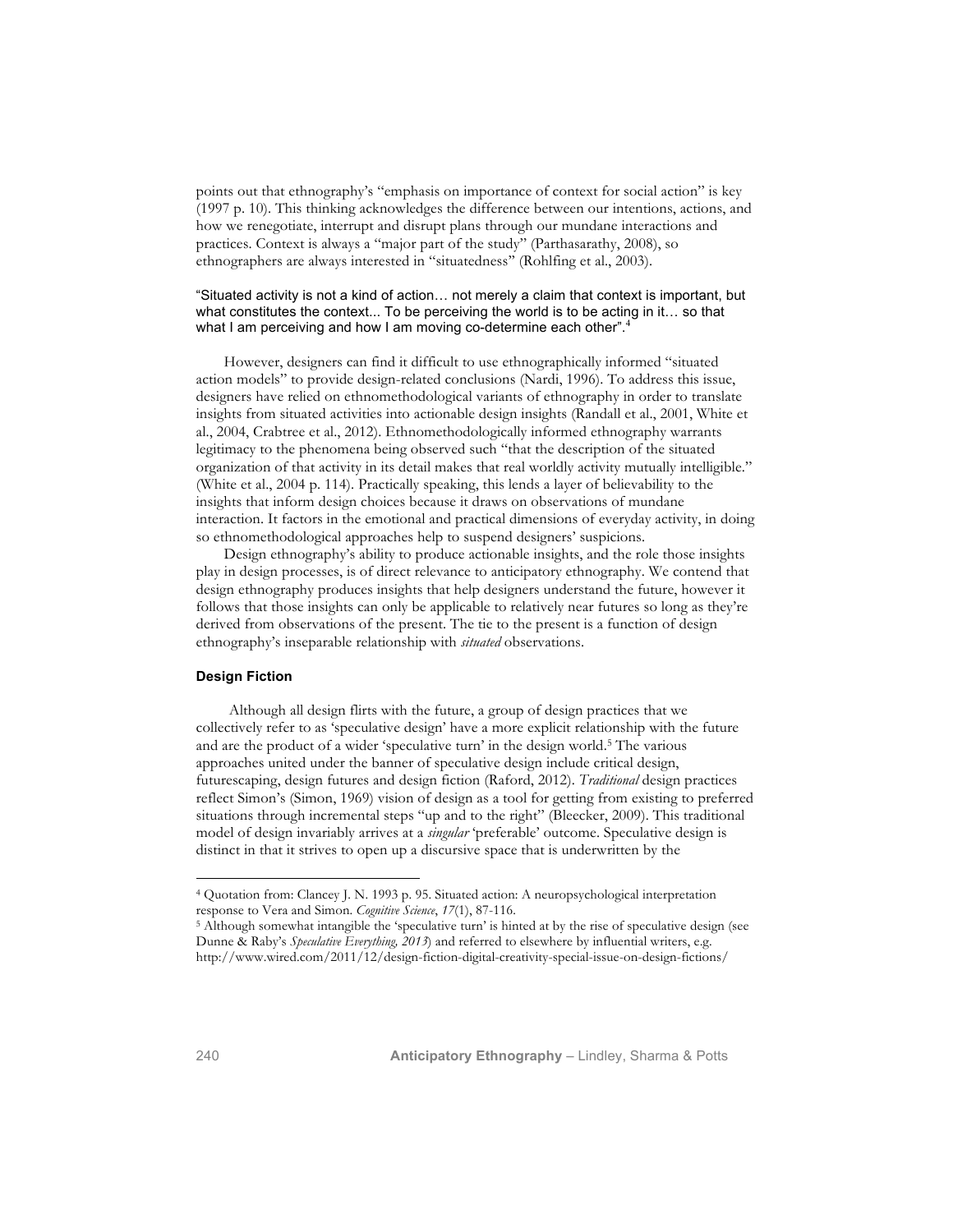points out that ethnography's "emphasis on importance of context for social action" is key (1997 p. 10). This thinking acknowledges the difference between our intentions, actions, and how we renegotiate, interrupt and disrupt plans through our mundane interactions and practices. Context is always a "major part of the study" (Parthasarathy, 2008), so ethnographers are always interested in "situatedness" (Rohlfing et al., 2003).

"Situated activity is not a kind of action… not merely a claim that context is important, but what constitutes the context... To be perceiving the world is to be acting in it… so that what I am perceiving and how I am moving co-determine each other".[4]

However, designers can find it difficult to use ethnographically informed "situated action models" to provide design-related conclusions (Nardi, 1996). To address this issue, designers have relied on ethnomethodological variants of ethnography in order to translate insights from situated activities into actionable design insights (Randall et al., 2001, White et al., 2004, Crabtree et al., 2012). Ethnomethodologically informed ethnography warrants legitimacy to the phenomena being observed such "that the description of the situated organization of that activity in its detail makes that real worldly activity mutually intelligible." (White et al., 2004 p. 114). Practically speaking, this lends a layer of believability to the insights that inform design choices because it draws on observations of mundane interaction. It factors in the emotional and practical dimensions of everyday activity, in doing so ethnomethodological approaches help to suspend designers' suspicions.

Design ethnography's ability to produce actionable insights, and the role those insights play in design processes, is of direct relevance to anticipatory ethnography. We contend that design ethnography produces insights that help designers understand the future, however it follows that those insights can only be applicable to relatively near futures so long as they're derived from observations of the present. The tie to the present is a function of design ethnography's inseparable relationship with *situated* observations.

### Design Fiction

Although all design flirts with the future, a group of design practices that we collectively refer to as 'speculative design' have a more explicit relationship with the future and are the product of a wider 'speculative turn' in the design world.[5] The various approaches united under the banner of speculative design include critical design, futurescaping, design futures and design fiction (Raford, 2012). *Traditional* design practices reflect Simon's (Simon, 1969) vision of design as a tool for getting from existing to preferred situations through incremental steps "up and to the right" (Bleecker, 2009). This traditional model of design invariably arrives at a *singular* 'preferable' outcome. Speculative design is distinct in that it strives to open up a discursive space that is underwritten by the

[4] Quotation from: Clancey J. N. 1993 p. 95. Situated action: A neuropsychological interpretation response to Vera and Simon. *Cognitive Science*, *17*(1), 87-116.

[5] Although somewhat intangible the 'speculative turn' is hinted at by the rise of speculative design (see Dunne & Raby's *Speculative Everything, 2013*) and referred to elsewhere by influential writers, e.g. http://www.wired.com/2011/12/design-fiction-digital-creativity-special-issue-on-design-fictions/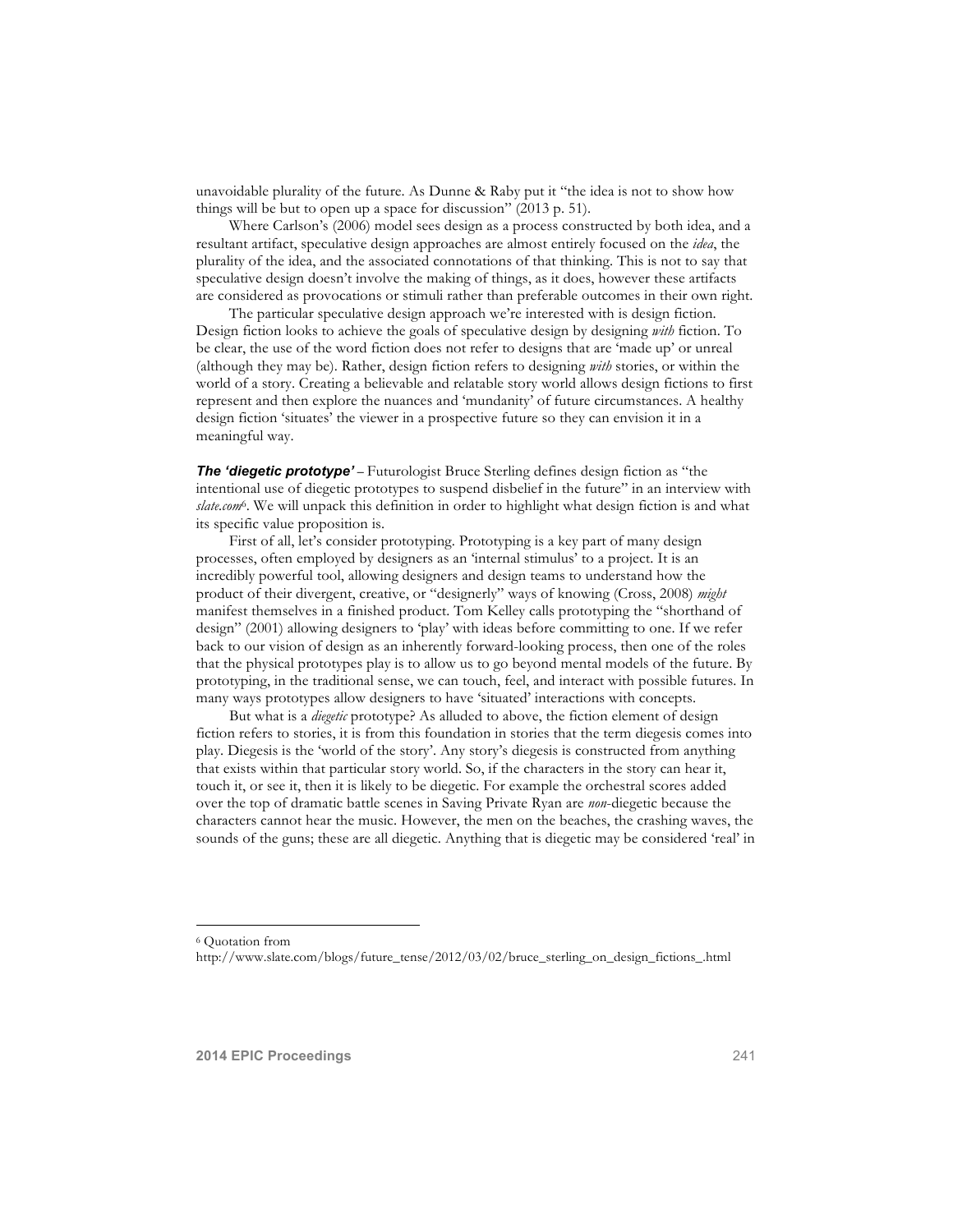unavoidable plurality of the future. As Dunne & Raby put it "the idea is not to show how things will be but to open up a space for discussion" (2013 p. 51).

Where Carlson's (2006) model sees design as a process constructed by both idea, and a resultant artifact, speculative design approaches are almost entirely focused on the *idea*, the plurality of the idea, and the associated connotations of that thinking. This is not to say that speculative design doesn't involve the making of things, as it does, however these artifacts are considered as provocations or stimuli rather than preferable outcomes in their own right.

The particular speculative design approach we're interested with is design fiction. Design fiction looks to achieve the goals of speculative design by designing *with* fiction. To be clear, the use of the word fiction does not refer to designs that are 'made up' or unreal (although they may be). Rather, design fiction refers to designing *with* stories, or within the world of a story. Creating a believable and relatable story world allows design fictions to first represent and then explore the nuances and 'mundanity' of future circumstances. A healthy design fiction 'situates' the viewer in a prospective future so they can envision it in a meaningful way.

***The 'diegetic prototype'*** – Futurologist Bruce Sterling defines design fiction as "the intentional use of diegetic prototypes to suspend disbelief in the future" in an interview with *slate.com*[6]. We will unpack this definition in order to highlight what design fiction is and what its specific value proposition is.

First of all, let's consider prototyping. Prototyping is a key part of many design processes, often employed by designers as an 'internal stimulus' to a project. It is an incredibly powerful tool, allowing designers and design teams to understand how the product of their divergent, creative, or "designerly" ways of knowing (Cross, 2008) *might* manifest themselves in a finished product. Tom Kelley calls prototyping the "shorthand of design" (2001) allowing designers to 'play' with ideas before committing to one. If we refer back to our vision of design as an inherently forward-looking process, then one of the roles that the physical prototypes play is to allow us to go beyond mental models of the future. By prototyping, in the traditional sense, we can touch, feel, and interact with possible futures. In many ways prototypes allow designers to have 'situated' interactions with concepts.

But what is a *diegetic* prototype? As alluded to above, the fiction element of design fiction refers to stories, it is from this foundation in stories that the term diegesis comes into play. Diegesis is the 'world of the story'. Any story's diegesis is constructed from anything that exists within that particular story world. So, if the characters in the story can hear it, touch it, or see it, then it is likely to be diegetic. For example the orchestral scores added over the top of dramatic battle scenes in Saving Private Ryan are *non*-diegetic because the characters cannot hear the music. However, the men on the beaches, the crashing waves, the sounds of the guns; these are all diegetic. Anything that is diegetic may be considered 'real' in

---

[6] Quotation from http://www.slate.com/blogs/future_tense/2012/03/02/bruce_sterling_on_design_fictions_.html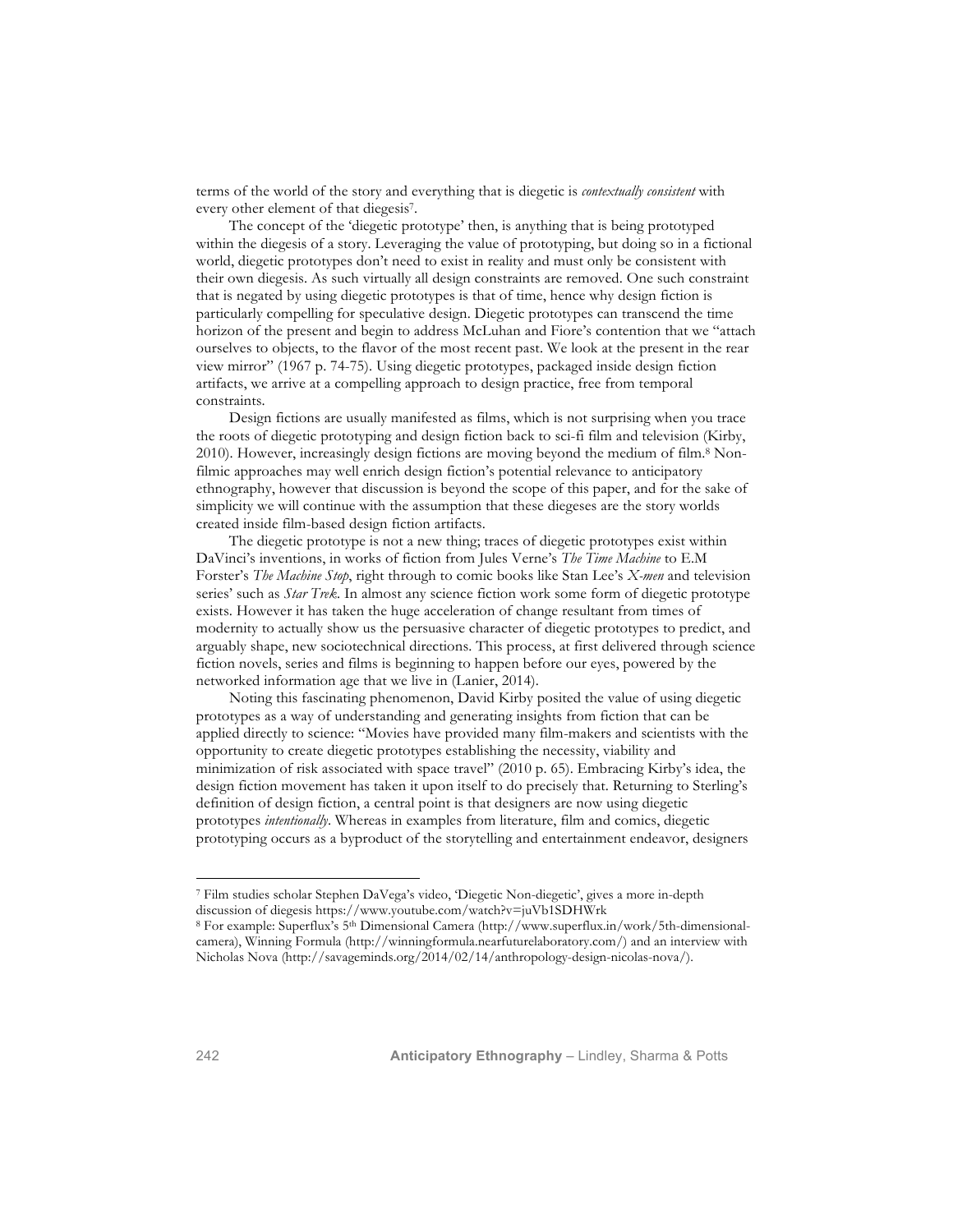terms of the world of the story and everything that is diegetic is *contextually consistent* with every other element of that diegesis[7].

The concept of the 'diegetic prototype' then, is anything that is being prototyped within the diegesis of a story. Leveraging the value of prototyping, but doing so in a fictional world, diegetic prototypes don't need to exist in reality and must only be consistent with their own diegesis. As such virtually all design constraints are removed. One such constraint that is negated by using diegetic prototypes is that of time, hence why design fiction is particularly compelling for speculative design. Diegetic prototypes can transcend the time horizon of the present and begin to address McLuhan and Fiore's contention that we "attach ourselves to objects, to the flavor of the most recent past. We look at the present in the rear view mirror" (1967 p. 74-75). Using diegetic prototypes, packaged inside design fiction artifacts, we arrive at a compelling approach to design practice, free from temporal constraints.

Design fictions are usually manifested as films, which is not surprising when you trace the roots of diegetic prototyping and design fiction back to sci-fi film and television (Kirby, 2010). However, increasingly design fictions are moving beyond the medium of film.[8] Non-filmic approaches may well enrich design fiction's potential relevance to anticipatory ethnography, however that discussion is beyond the scope of this paper, and for the sake of simplicity we will continue with the assumption that these diegeses are the story worlds created inside film-based design fiction artifacts.

The diegetic prototype is not a new thing; traces of diegetic prototypes exist within DaVinci's inventions, in works of fiction from Jules Verne's *The Time Machine* to E.M Forster's *The Machine Stop*, right through to comic books like Stan Lee's *X-men* and television series' such as *Star Trek*. In almost any science fiction work some form of diegetic prototype exists. However it has taken the huge acceleration of change resultant from times of modernity to actually show us the persuasive character of diegetic prototypes to predict, and arguably shape, new sociotechnical directions. This process, at first delivered through science fiction novels, series and films is beginning to happen before our eyes, powered by the networked information age that we live in (Lanier, 2014).

Noting this fascinating phenomenon, David Kirby posited the value of using diegetic prototypes as a way of understanding and generating insights from fiction that can be applied directly to science: "Movies have provided many film-makers and scientists with the opportunity to create diegetic prototypes establishing the necessity, viability and minimization of risk associated with space travel" (2010 p. 65). Embracing Kirby's idea, the design fiction movement has taken it upon itself to do precisely that. Returning to Sterling's definition of design fiction, a central point is that designers are now using diegetic prototypes *intentionally*. Whereas in examples from literature, film and comics, diegetic prototyping occurs as a byproduct of the storytelling and entertainment endeavor, designers

---

[7] Film studies scholar Stephen DaVega's video, 'Diegetic Non-diegetic', gives a more in-depth discussion of diegesis https://www.youtube.com/watch?v=juVb1SDHWrk

[8] For example: Superflux's 5th Dimensional Camera (http://www.superflux.in/work/5th-dimensional-camera), Winning Formula (http://winningformula.nearfuturelaboratory.com/) and an interview with Nicholas Nova (http://savageminds.org/2014/02/14/anthropology-design-nicolas-nova/).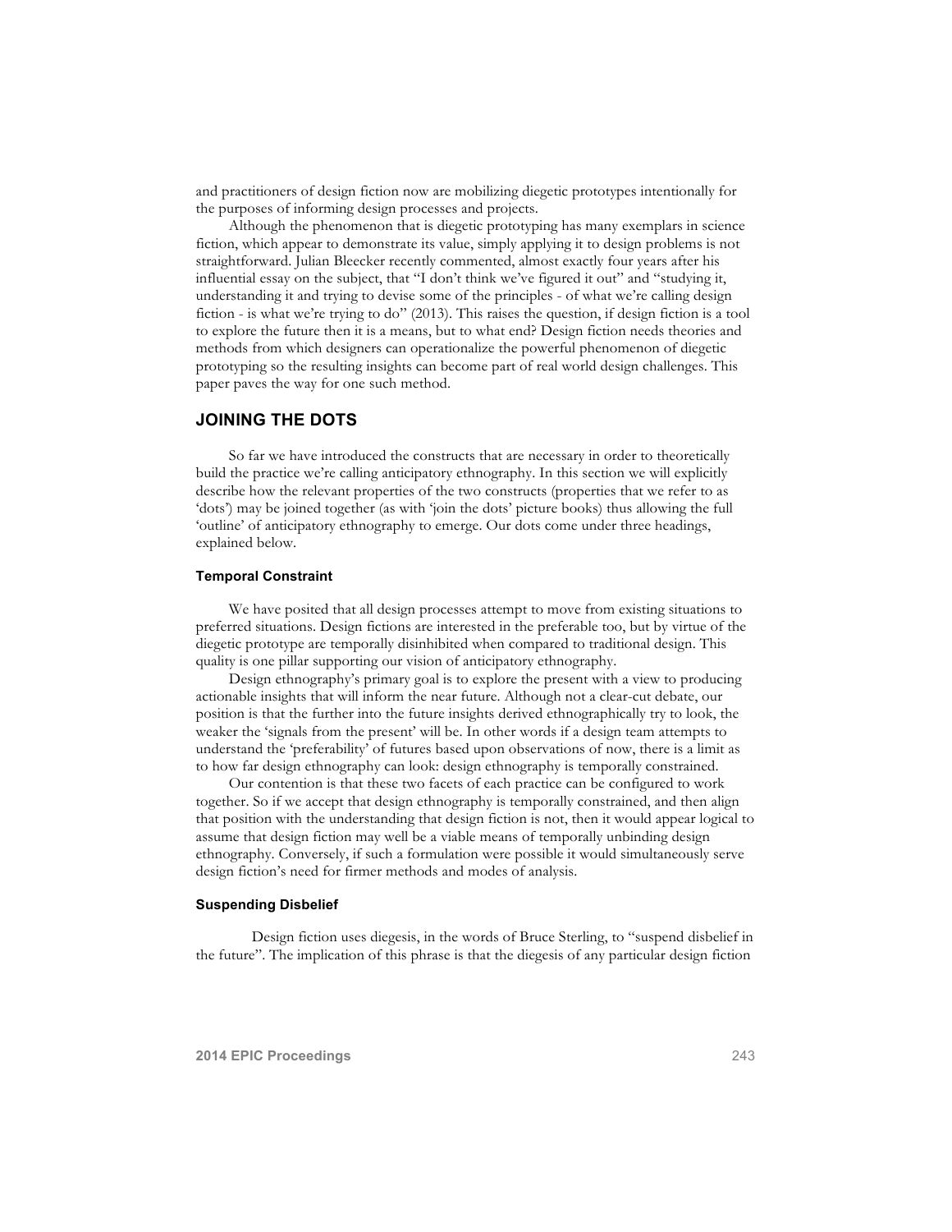and practitioners of design fiction now are mobilizing diegetic prototypes intentionally for the purposes of informing design processes and projects.

Although the phenomenon that is diegetic prototyping has many exemplars in science fiction, which appear to demonstrate its value, simply applying it to design problems is not straightforward. Julian Bleecker recently commented, almost exactly four years after his influential essay on the subject, that "I don't think we've figured it out" and "studying it, understanding it and trying to devise some of the principles - of what we're calling design fiction - is what we're trying to do" (2013). This raises the question, if design fiction is a tool to explore the future then it is a means, but to what end? Design fiction needs theories and methods from which designers can operationalize the powerful phenomenon of diegetic prototyping so the resulting insights can become part of real world design challenges. This paper paves the way for one such method.

## JOINING THE DOTS

So far we have introduced the constructs that are necessary in order to theoretically build the practice we're calling anticipatory ethnography. In this section we will explicitly describe how the relevant properties of the two constructs (properties that we refer to as 'dots') may be joined together (as with 'join the dots' picture books) thus allowing the full 'outline' of anticipatory ethnography to emerge. Our dots come under three headings, explained below.

### Temporal Constraint

We have posited that all design processes attempt to move from existing situations to preferred situations. Design fictions are interested in the preferable too, but by virtue of the diegetic prototype are temporally disinhibited when compared to traditional design. This quality is one pillar supporting our vision of anticipatory ethnography.

Design ethnography's primary goal is to explore the present with a view to producing actionable insights that will inform the near future. Although not a clear-cut debate, our position is that the further into the future insights derived ethnographically try to look, the weaker the 'signals from the present' will be. In other words if a design team attempts to understand the 'preferability' of futures based upon observations of now, there is a limit as to how far design ethnography can look: design ethnography is temporally constrained.

Our contention is that these two facets of each practice can be configured to work together. So if we accept that design ethnography is temporally constrained, and then align that position with the understanding that design fiction is not, then it would appear logical to assume that design fiction may well be a viable means of temporally unbinding design ethnography. Conversely, if such a formulation were possible it would simultaneously serve design fiction's need for firmer methods and modes of analysis.

### Suspending Disbelief

Design fiction uses diegesis, in the words of Bruce Sterling, to "suspend disbelief in the future". The implication of this phrase is that the diegesis of any particular design fiction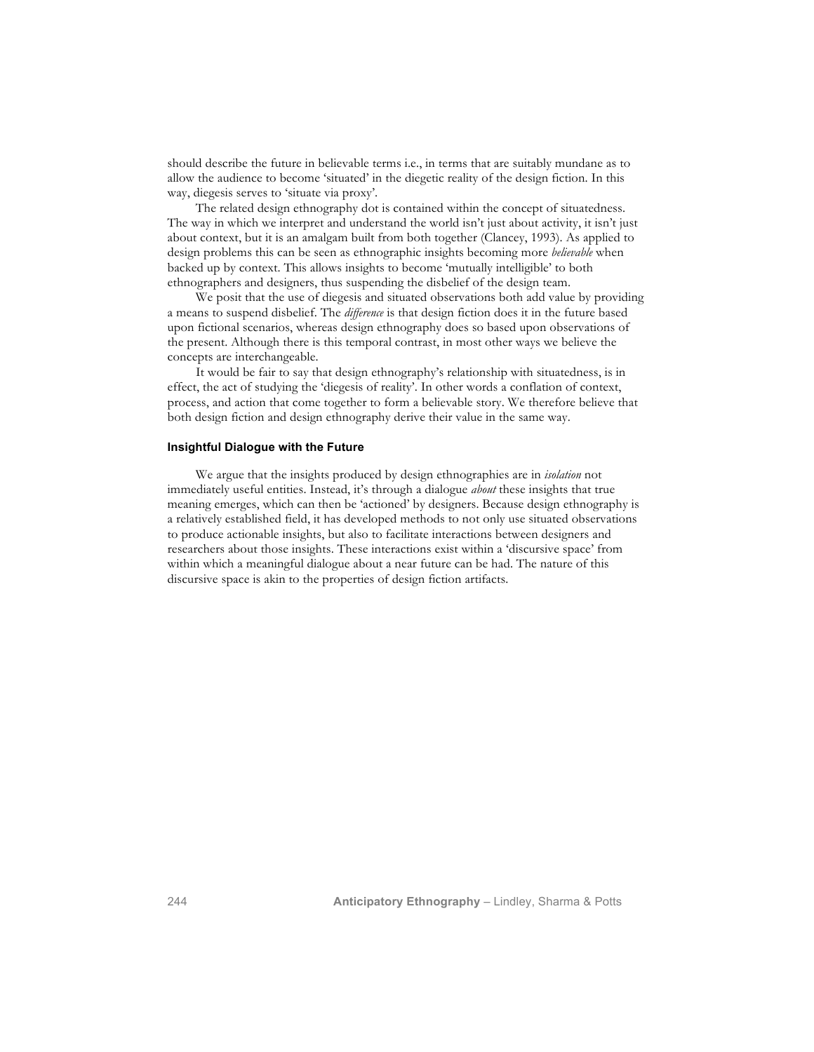should describe the future in believable terms i.e., in terms that are suitably mundane as to allow the audience to become 'situated' in the diegetic reality of the design fiction. In this way, diegesis serves to 'situate via proxy'.

The related design ethnography dot is contained within the concept of situatedness. The way in which we interpret and understand the world isn't just about activity, it isn't just about context, but it is an amalgam built from both together (Clancey, 1993). As applied to design problems this can be seen as ethnographic insights becoming more *believable* when backed up by context. This allows insights to become 'mutually intelligible' to both ethnographers and designers, thus suspending the disbelief of the design team.

We posit that the use of diegesis and situated observations both add value by providing a means to suspend disbelief. The *difference* is that design fiction does it in the future based upon fictional scenarios, whereas design ethnography does so based upon observations of the present. Although there is this temporal contrast, in most other ways we believe the concepts are interchangeable.

It would be fair to say that design ethnography's relationship with situatedness, is in effect, the act of studying the 'diegesis of reality'. In other words a conflation of context, process, and action that come together to form a believable story. We therefore believe that both design fiction and design ethnography derive their value in the same way.

#### Insightful Dialogue with the Future

We argue that the insights produced by design ethnographies are in *isolation* not immediately useful entities. Instead, it's through a dialogue *about* these insights that true meaning emerges, which can then be 'actioned' by designers. Because design ethnography is a relatively established field, it has developed methods to not only use situated observations to produce actionable insights, but also to facilitate interactions between designers and researchers about those insights. These interactions exist within a 'discursive space' from within which a meaningful dialogue about a near future can be had. The nature of this discursive space is akin to the properties of design fiction artifacts.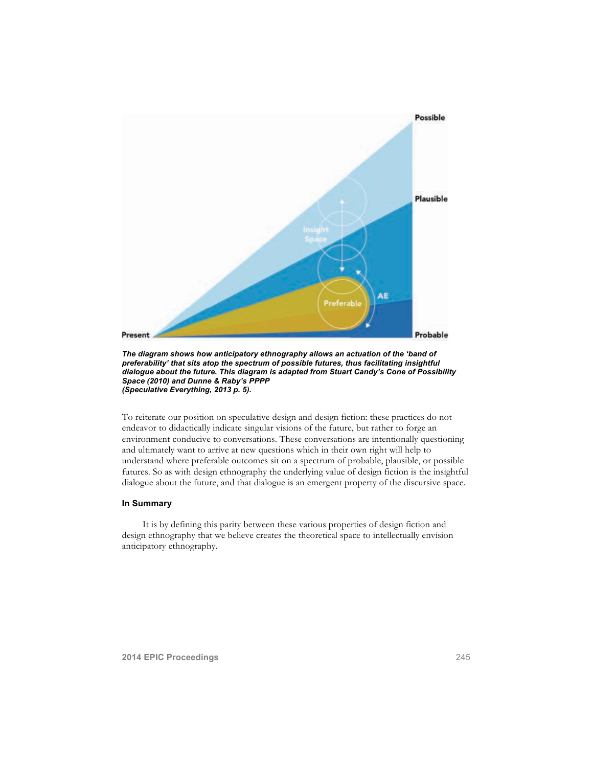*The diagram shows how anticipatory ethnography allows an actuation of the 'band of preferability' that sits atop the spectrum of possible futures, thus facilitating insightful dialogue about the future. This diagram is adapted from Stuart Candy's Cone of Possibility Space (2010) and Dunne & Raby's PPPP (Speculative Everything, 2013 p. 5).*

To reiterate our position on speculative design and design fiction: these practices do not endeavor to didactically indicate singular visions of the future, but rather to forge an environment conducive to conversations. These conversations are intentionally questioning and ultimately want to arrive at new questions which in their own right will help to understand where preferable outcomes sit on a spectrum of probable, plausible, or possible futures. So as with design ethnography the underlying value of design fiction is the insightful dialogue about the future, and that dialogue is an emergent property of the discursive space.

### In Summary

It is by defining this parity between these various properties of design fiction and design ethnography that we believe creates the theoretical space to intellectually envision anticipatory ethnography.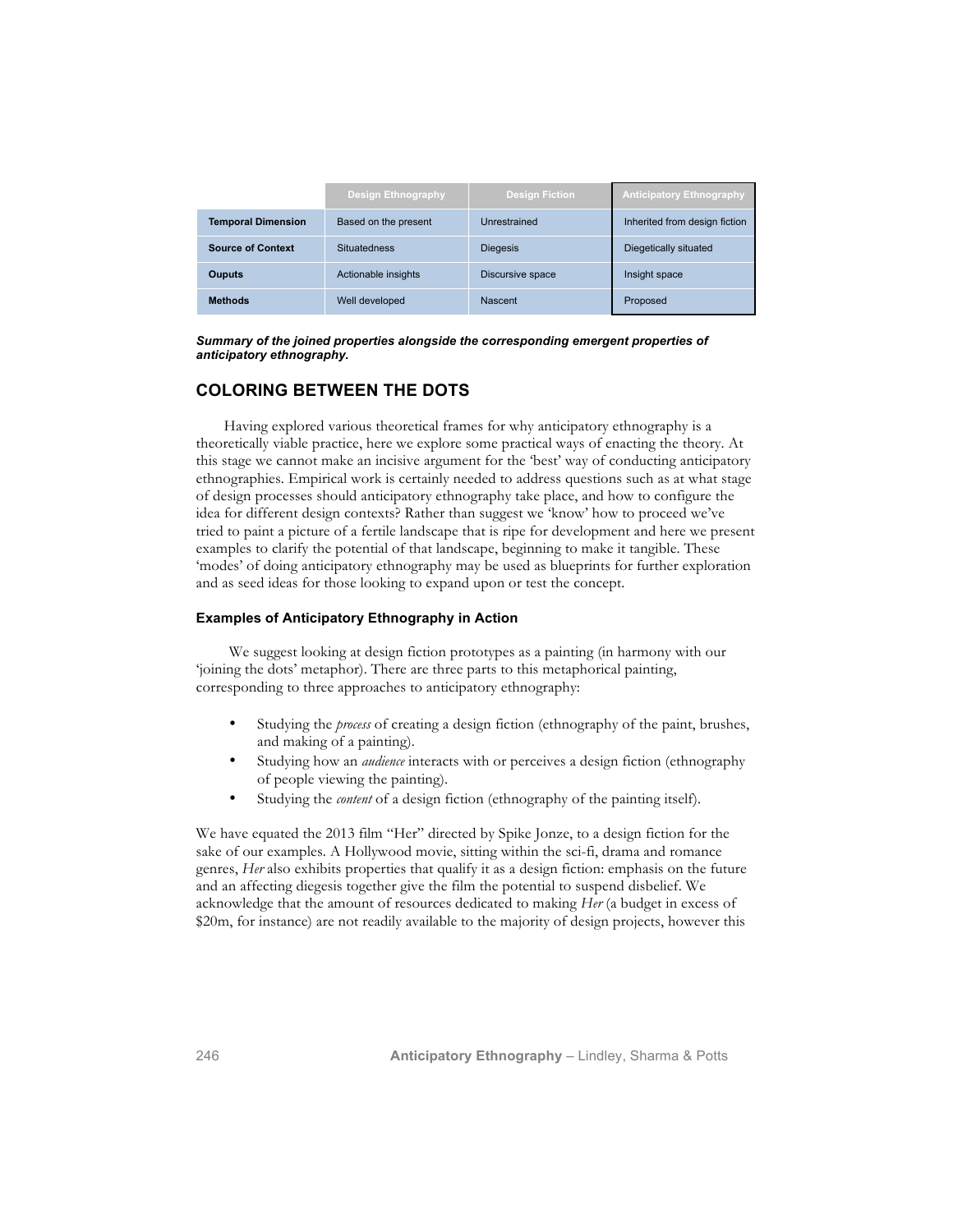| | Design Ethnography | Design Fiction | Anticipatory Ethnography |
|---|---|---|---|
| **Temporal Dimension** | Based on the present | Unrestrained | Inherited from design fiction |
| **Source of Context** | Situatedness | Diegesis | Diegetically situated |
| **Ouputs** | Actionable insights | Discursive space | Insight space |
| **Methods** | Well developed | Nascent | Proposed |

***Summary of the joined properties alongside the corresponding emergent properties of anticipatory ethnography.***

## COLORING BETWEEN THE DOTS

Having explored various theoretical frames for why anticipatory ethnography is a theoretically viable practice, here we explore some practical ways of enacting the theory. At this stage we cannot make an incisive argument for the 'best' way of conducting anticipatory ethnographies. Empirical work is certainly needed to address questions such as at what stage of design processes should anticipatory ethnography take place, and how to configure the idea for different design contexts? Rather than suggest we 'know' how to proceed we've tried to paint a picture of a fertile landscape that is ripe for development and here we present examples to clarify the potential of that landscape, beginning to make it tangible. These 'modes' of doing anticipatory ethnography may be used as blueprints for further exploration and as seed ideas for those looking to expand upon or test the concept.

### Examples of Anticipatory Ethnography in Action

We suggest looking at design fiction prototypes as a painting (in harmony with our 'joining the dots' metaphor). There are three parts to this metaphorical painting, corresponding to three approaches to anticipatory ethnography:

- Studying the *process* of creating a design fiction (ethnography of the paint, brushes, and making of a painting).
- Studying how an *audience* interacts with or perceives a design fiction (ethnography of people viewing the painting).
- Studying the *content* of a design fiction (ethnography of the painting itself).

We have equated the 2013 film "Her" directed by Spike Jonze, to a design fiction for the sake of our examples. A Hollywood movie, sitting within the sci-fi, drama and romance genres, *Her* also exhibits properties that qualify it as a design fiction: emphasis on the future and an affecting diegesis together give the film the potential to suspend disbelief. We acknowledge that the amount of resources dedicated to making *Her* (a budget in excess of $20m, for instance) are not readily available to the majority of design projects, however this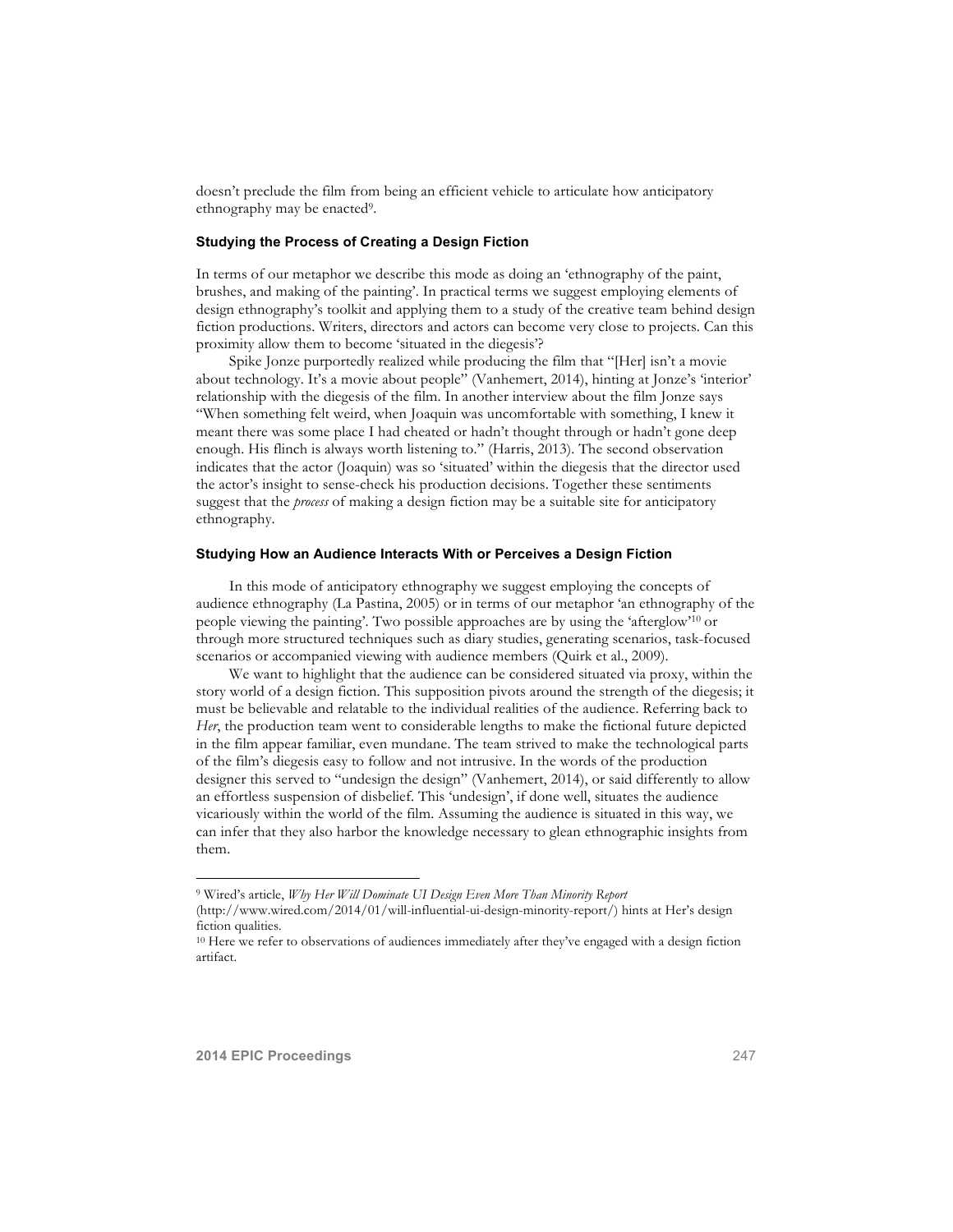doesn't preclude the film from being an efficient vehicle to articulate how anticipatory ethnography may be enacted[9].

### Studying the Process of Creating a Design Fiction

In terms of our metaphor we describe this mode as doing an 'ethnography of the paint, brushes, and making of the painting'. In practical terms we suggest employing elements of design ethnography's toolkit and applying them to a study of the creative team behind design fiction productions. Writers, directors and actors can become very close to projects. Can this proximity allow them to become 'situated in the diegesis'?

Spike Jonze purportedly realized while producing the film that "[Her] isn't a movie about technology. It's a movie about people" (Vanhemert, 2014), hinting at Jonze's 'interior' relationship with the diegesis of the film. In another interview about the film Jonze says "When something felt weird, when Joaquin was uncomfortable with something, I knew it meant there was some place I had cheated or hadn't thought through or hadn't gone deep enough. His flinch is always worth listening to." (Harris, 2013). The second observation indicates that the actor (Joaquin) was so 'situated' within the diegesis that the director used the actor's insight to sense-check his production decisions. Together these sentiments suggest that the *process* of making a design fiction may be a suitable site for anticipatory ethnography.

### Studying How an Audience Interacts With or Perceives a Design Fiction

In this mode of anticipatory ethnography we suggest employing the concepts of audience ethnography (La Pastina, 2005) or in terms of our metaphor 'an ethnography of the people viewing the painting'. Two possible approaches are by using the 'afterglow'[10] or through more structured techniques such as diary studies, generating scenarios, task-focused scenarios or accompanied viewing with audience members (Quirk et al., 2009).

We want to highlight that the audience can be considered situated via proxy, within the story world of a design fiction. This supposition pivots around the strength of the diegesis; it must be believable and relatable to the individual realities of the audience. Referring back to *Her*, the production team went to considerable lengths to make the fictional future depicted in the film appear familiar, even mundane. The team strived to make the technological parts of the film's diegesis easy to follow and not intrusive. In the words of the production designer this served to "undesign the design" (Vanhemert, 2014), or said differently to allow an effortless suspension of disbelief. This 'undesign', if done well, situates the audience vicariously within the world of the film. Assuming the audience is situated in this way, we can infer that they also harbor the knowledge necessary to glean ethnographic insights from them.

---

[9] Wired's article, *Why Her Will Dominate UI Design Even More Than Minority Report* (http://www.wired.com/2014/01/will-influential-ui-design-minority-report/) hints at Her's design fiction qualities.

[10] Here we refer to observations of audiences immediately after they've engaged with a design fiction artifact.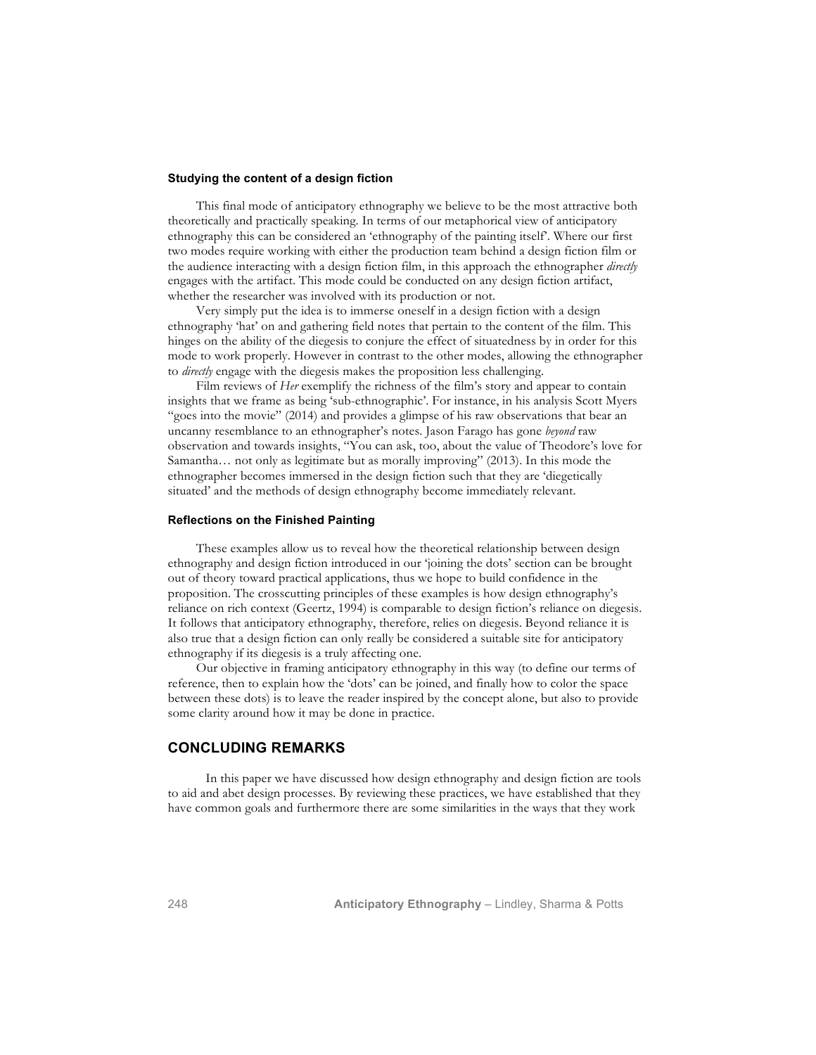### Studying the content of a design fiction

This final mode of anticipatory ethnography we believe to be the most attractive both theoretically and practically speaking. In terms of our metaphorical view of anticipatory ethnography this can be considered an 'ethnography of the painting itself'. Where our first two modes require working with either the production team behind a design fiction film or the audience interacting with a design fiction film, in this approach the ethnographer *directly* engages with the artifact. This mode could be conducted on any design fiction artifact, whether the researcher was involved with its production or not.

Very simply put the idea is to immerse oneself in a design fiction with a design ethnography 'hat' on and gathering field notes that pertain to the content of the film. This hinges on the ability of the diegesis to conjure the effect of situatedness by in order for this mode to work properly. However in contrast to the other modes, allowing the ethnographer to *directly* engage with the diegesis makes the proposition less challenging.

Film reviews of *Her* exemplify the richness of the film's story and appear to contain insights that we frame as being 'sub-ethnographic'. For instance, in his analysis Scott Myers "goes into the movie" (2014) and provides a glimpse of his raw observations that bear an uncanny resemblance to an ethnographer's notes. Jason Farago has gone *beyond* raw observation and towards insights, "You can ask, too, about the value of Theodore's love for Samantha… not only as legitimate but as morally improving" (2013). In this mode the ethnographer becomes immersed in the design fiction such that they are 'diegetically situated' and the methods of design ethnography become immediately relevant.

### Reflections on the Finished Painting

These examples allow us to reveal how the theoretical relationship between design ethnography and design fiction introduced in our 'joining the dots' section can be brought out of theory toward practical applications, thus we hope to build confidence in the proposition. The crosscutting principles of these examples is how design ethnography's reliance on rich context (Geertz, 1994) is comparable to design fiction's reliance on diegesis. It follows that anticipatory ethnography, therefore, relies on diegesis. Beyond reliance it is also true that a design fiction can only really be considered a suitable site for anticipatory ethnography if its diegesis is a truly affecting one.

Our objective in framing anticipatory ethnography in this way (to define our terms of reference, then to explain how the 'dots' can be joined, and finally how to color the space between these dots) is to leave the reader inspired by the concept alone, but also to provide some clarity around how it may be done in practice.

## CONCLUDING REMARKS

In this paper we have discussed how design ethnography and design fiction are tools to aid and abet design processes. By reviewing these practices, we have established that they have common goals and furthermore there are some similarities in the ways that they work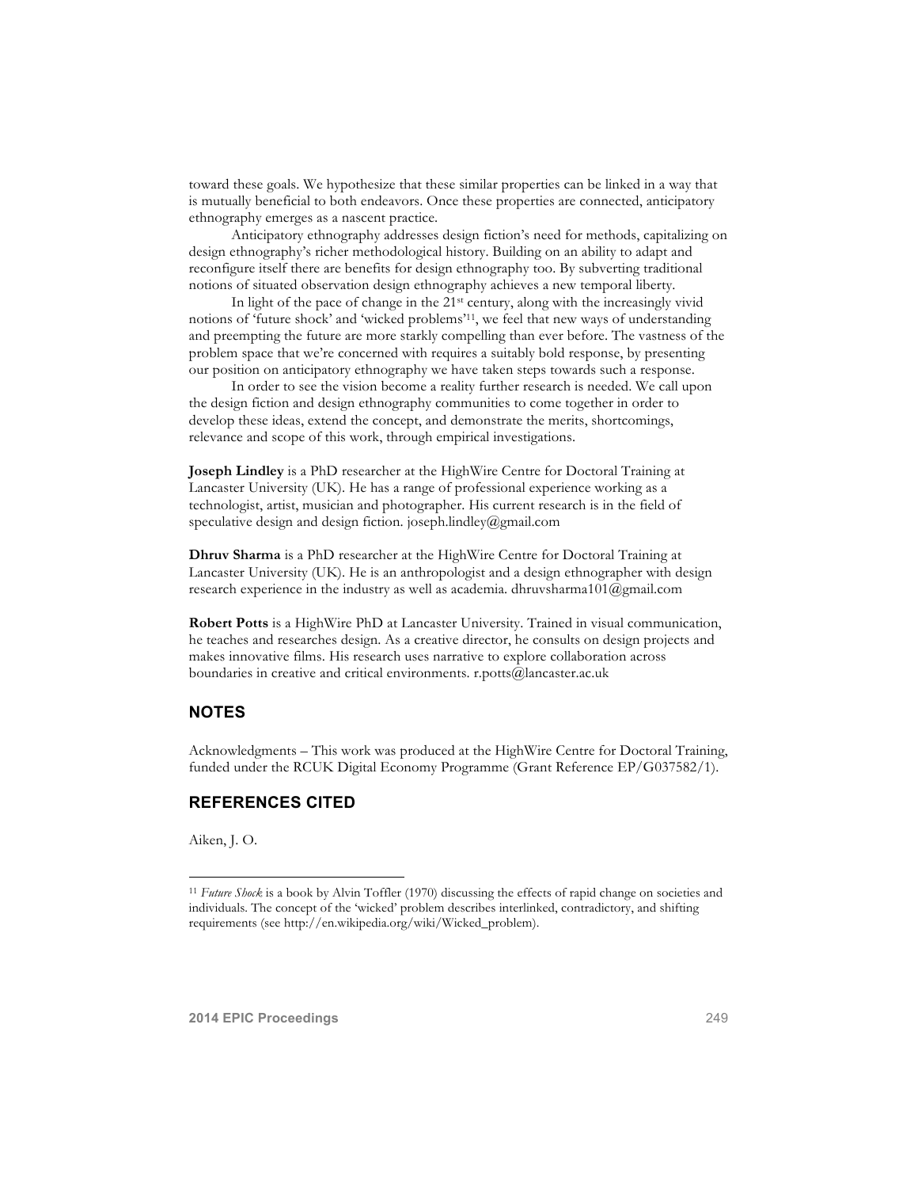toward these goals. We hypothesize that these similar properties can be linked in a way that is mutually beneficial to both endeavors. Once these properties are connected, anticipatory ethnography emerges as a nascent practice.

Anticipatory ethnography addresses design fiction's need for methods, capitalizing on design ethnography's richer methodological history. Building on an ability to adapt and reconfigure itself there are benefits for design ethnography too. By subverting traditional notions of situated observation design ethnography achieves a new temporal liberty.

In light of the pace of change in the 21st century, along with the increasingly vivid notions of 'future shock' and 'wicked problems'[11], we feel that new ways of understanding and preempting the future are more starkly compelling than ever before. The vastness of the problem space that we're concerned with requires a suitably bold response, by presenting our position on anticipatory ethnography we have taken steps towards such a response.

In order to see the vision become a reality further research is needed. We call upon the design fiction and design ethnography communities to come together in order to develop these ideas, extend the concept, and demonstrate the merits, shortcomings, relevance and scope of this work, through empirical investigations.

**Joseph Lindley** is a PhD researcher at the HighWire Centre for Doctoral Training at Lancaster University (UK). He has a range of professional experience working as a technologist, artist, musician and photographer. His current research is in the field of speculative design and design fiction. joseph.lindley@gmail.com

**Dhruv Sharma** is a PhD researcher at the HighWire Centre for Doctoral Training at Lancaster University (UK). He is an anthropologist and a design ethnographer with design research experience in the industry as well as academia. dhruvsharma101@gmail.com

**Robert Potts** is a HighWire PhD at Lancaster University. Trained in visual communication, he teaches and researches design. As a creative director, he consults on design projects and makes innovative films. His research uses narrative to explore collaboration across boundaries in creative and critical environments. r.potts@lancaster.ac.uk

## NOTES

Acknowledgments – This work was produced at the HighWire Centre for Doctoral Training, funded under the RCUK Digital Economy Programme (Grant Reference EP/G037582/1).

## REFERENCES CITED

Aiken, J. O.

---

[11] *Future Shock* is a book by Alvin Toffler (1970) discussing the effects of rapid change on societies and individuals. The concept of the 'wicked' problem describes interlinked, contradictory, and shifting requirements (see http://en.wikipedia.org/wiki/Wicked_problem).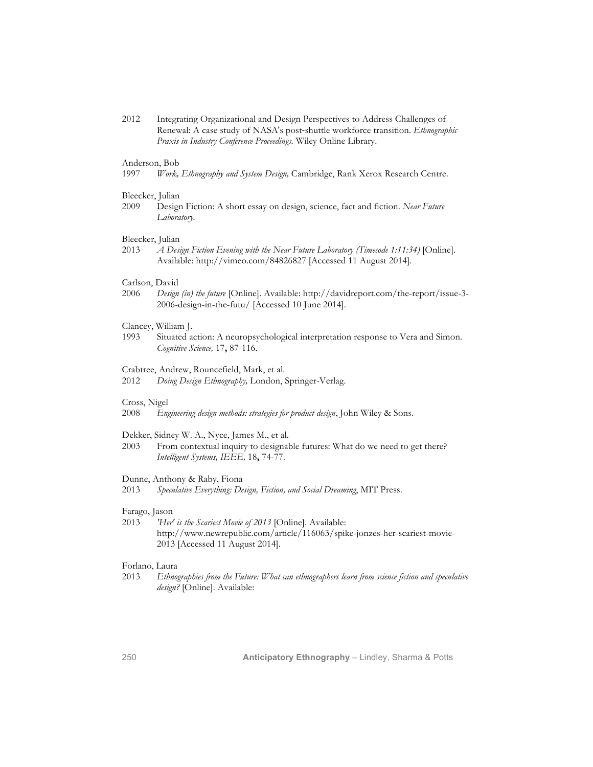2012 Integrating Organizational and Design Perspectives to Address Challenges of Renewal: A case study of NASA's post-shuttle workforce transition. *Ethnographic Praxis in Industry Conference Proceedings.* Wiley Online Library.

Anderson, Bob
1997 *Work, Ethnography and System Design,* Cambridge, Rank Xerox Research Centre.

Bleecker, Julian
2009 Design Fiction: A short essay on design, science, fact and fiction. *Near Future Laboratory.*

Bleecker, Julian
2013 *A Design Fiction Evening with the Near Future Laboratory (Timecode 1:11:34)* [Online]. Available: http://vimeo.com/84826827 [Accessed 11 August 2014].

Carlson, David
2006 *Design (in) the future* [Online]. Available: http://davidreport.com/the-report/issue-3-2006-design-in-the-futu/ [Accessed 10 June 2014].

Clancey, William J.
1993 Situated action: A neuropsychological interpretation response to Vera and Simon. *Cognitive Science,* 17**,** 87-116.

Crabtree, Andrew, Rouncefield, Mark, et al.
2012 *Doing Design Ethnography,* London, Springer-Verlag.

Cross, Nigel
2008 *Engineering design methods: strategies for product design*, John Wiley & Sons.

Dekker, Sidney W. A., Nyce, James M., et al.
2003 From contextual inquiry to designable futures: What do we need to get there? *Intelligent Systems, IEEE,* 18**,** 74-77.

Dunne, Anthony & Raby, Fiona
2013 *Speculative Everything: Design, Fiction, and Social Dreaming*, MIT Press.

Farago, Jason
2013 *'Her' is the Scariest Movie of 2013* [Online]. Available: http://www.newrepublic.com/article/116063/spike-jonzes-her-scariest-movie-2013 [Accessed 11 August 2014].

Forlano, Laura
2013 *Ethnographies from the Future: What can ethnographers learn from science fiction and speculative design?* [Online]. Available: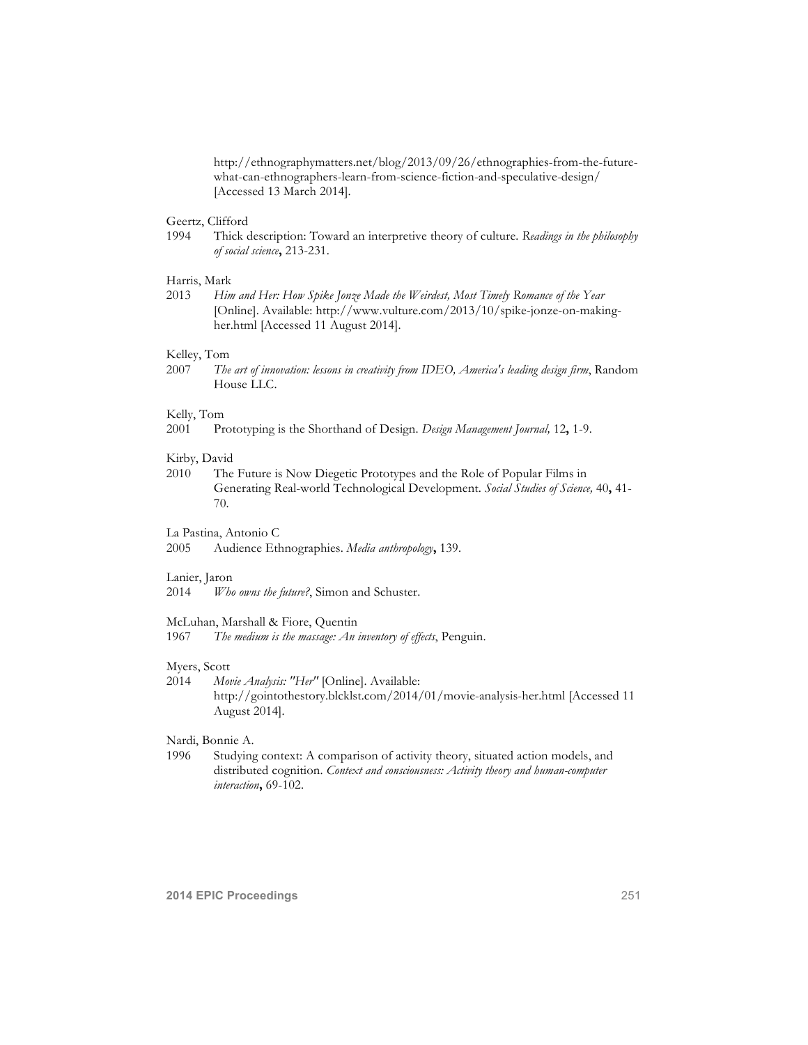http://ethnographymatters.net/blog/2013/09/26/ethnographies-from-the-future-what-can-ethnographers-learn-from-science-fiction-and-speculative-design/ [Accessed 13 March 2014].

Geertz, Clifford
1994 Thick description: Toward an interpretive theory of culture. *Readings in the philosophy of social science*, 213-231.

Harris, Mark
2013 *Him and Her: How Spike Jonze Made the Weirdest, Most Timely Romance of the Year* [Online]. Available: http://www.vulture.com/2013/10/spike-jonze-on-making-her.html [Accessed 11 August 2014].

Kelley, Tom
2007 *The art of innovation: lessons in creativity from IDEO, America's leading design firm*, Random House LLC.

Kelly, Tom
2001 Prototyping is the Shorthand of Design. *Design Management Journal,* 12**,** 1-9.

Kirby, David
2010 The Future is Now Diegetic Prototypes and the Role of Popular Films in Generating Real-world Technological Development. *Social Studies of Science,* 40**,** 41-70.

La Pastina, Antonio C
2005 Audience Ethnographies. *Media anthropology***,** 139.

Lanier, Jaron
2014 *Who owns the future?*, Simon and Schuster.

McLuhan, Marshall & Fiore, Quentin
1967 *The medium is the massage: An inventory of effects*, Penguin.

Myers, Scott
2014 *Movie Analysis: "Her"* [Online]. Available: http://gointothestory.blcklst.com/2014/01/movie-analysis-her.html [Accessed 11 August 2014].

Nardi, Bonnie A.
1996 Studying context: A comparison of activity theory, situated action models, and distributed cognition. *Context and consciousness: Activity theory and human-computer interaction***,** 69-102.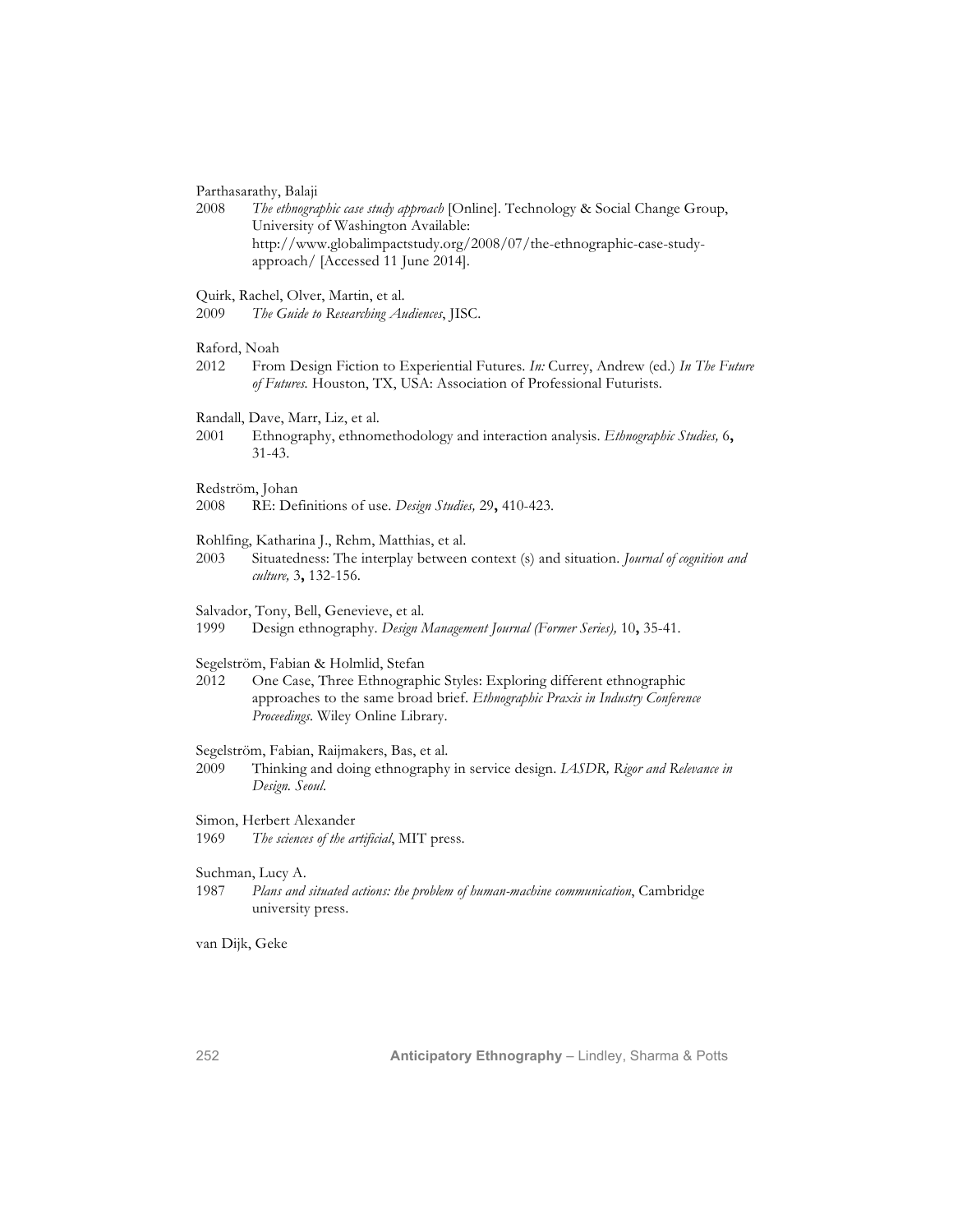Parthasarathy, Balaji

2008 *The ethnographic case study approach* [Online]. Technology & Social Change Group, University of Washington Available: http://www.globalimpactstudy.org/2008/07/the-ethnographic-case-study-approach/ [Accessed 11 June 2014].

Quirk, Rachel, Olver, Martin, et al.

2009 *The Guide to Researching Audiences*, JISC.

Raford, Noah

2012 From Design Fiction to Experiential Futures. *In:* Currey, Andrew (ed.) *In The Future of Futures.* Houston, TX, USA: Association of Professional Futurists.

Randall, Dave, Marr, Liz, et al.

2001 Ethnography, ethnomethodology and interaction analysis. *Ethnographic Studies,* 6**,** 31-43.

Redström, Johan

2008 RE: Definitions of use. *Design Studies,* 29**,** 410-423.

Rohlfing, Katharina J., Rehm, Matthias, et al.

2003 Situatedness: The interplay between context (s) and situation. *Journal of cognition and culture,* 3**,** 132-156.

Salvador, Tony, Bell, Genevieve, et al.

1999 Design ethnography. *Design Management Journal (Former Series),* 10**,** 35-41.

Segelström, Fabian & Holmlid, Stefan

2012 One Case, Three Ethnographic Styles: Exploring different ethnographic approaches to the same broad brief. *Ethnographic Praxis in Industry Conference Proceedings.* Wiley Online Library.

Segelström, Fabian, Raijmakers, Bas, et al.

2009 Thinking and doing ethnography in service design. *IASDR, Rigor and Relevance in Design. Seoul.*

Simon, Herbert Alexander

1969 *The sciences of the artificial*, MIT press.

Suchman, Lucy A.

1987 *Plans and situated actions: the problem of human-machine communication*, Cambridge university press.

van Dijk, Geke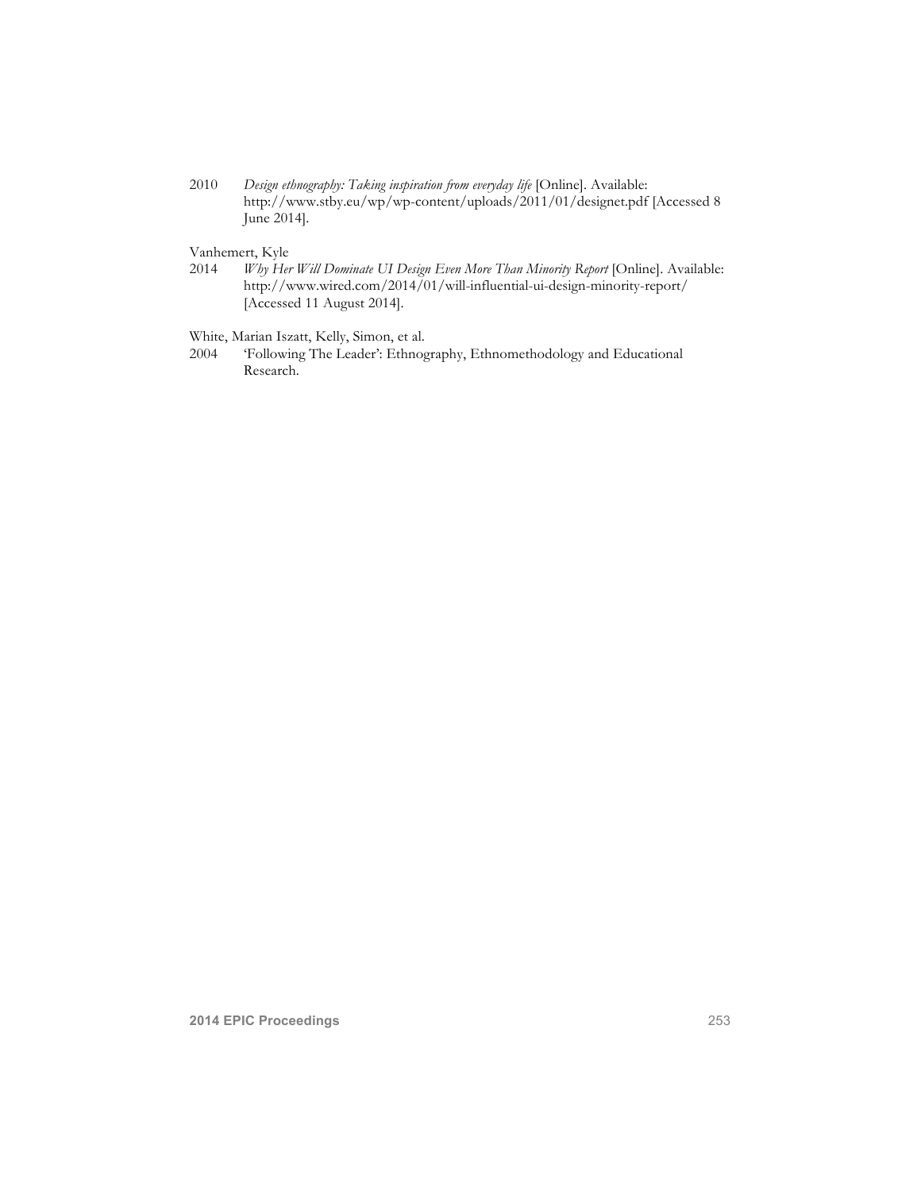2010 *Design ethnography: Taking inspiration from everyday life* [Online]. Available: http://www.stby.eu/wp/wp-content/uploads/2011/01/designet.pdf [Accessed 8 June 2014].

Vanhemert, Kyle
2014 *Why Her Will Dominate UI Design Even More Than Minority Report* [Online]. Available: http://www.wired.com/2014/01/will-influential-ui-design-minority-report/ [Accessed 11 August 2014].

White, Marian Iszatt, Kelly, Simon, et al.
2004 'Following The Leader': Ethnography, Ethnomethodology and Educational Research.